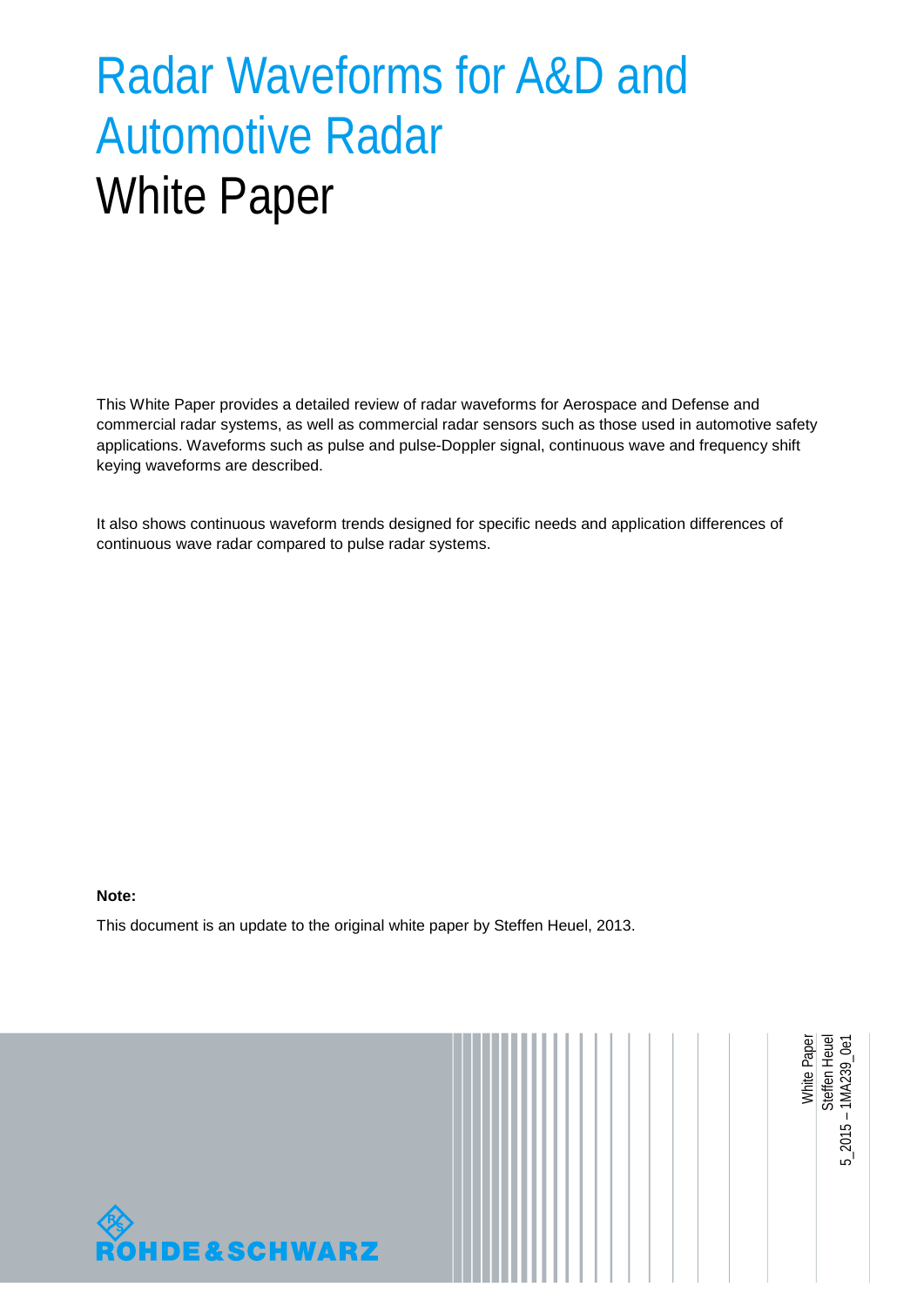# Radar Waveforms for A&D and Automotive Radar

# White Paper

This White Paper provides a detailed review of radar waveforms for Aerospace and Defense and commercial radar systems, as well as commercial radar sensors such as those used in automotive safety applications. Waveforms such as pulse and pulse-Doppler signal, continuous wave and frequency shift keying waveforms are described.

It also shows continuous waveform trends designed for specific needs and application differences of continuous wave radar compared to pulse radar systems.

**Note:**

This document is an update to the original white paper by Steffen Heuel, 2013.

White Paper
Steffen Heuel
5_2015 – 1MA239_0e1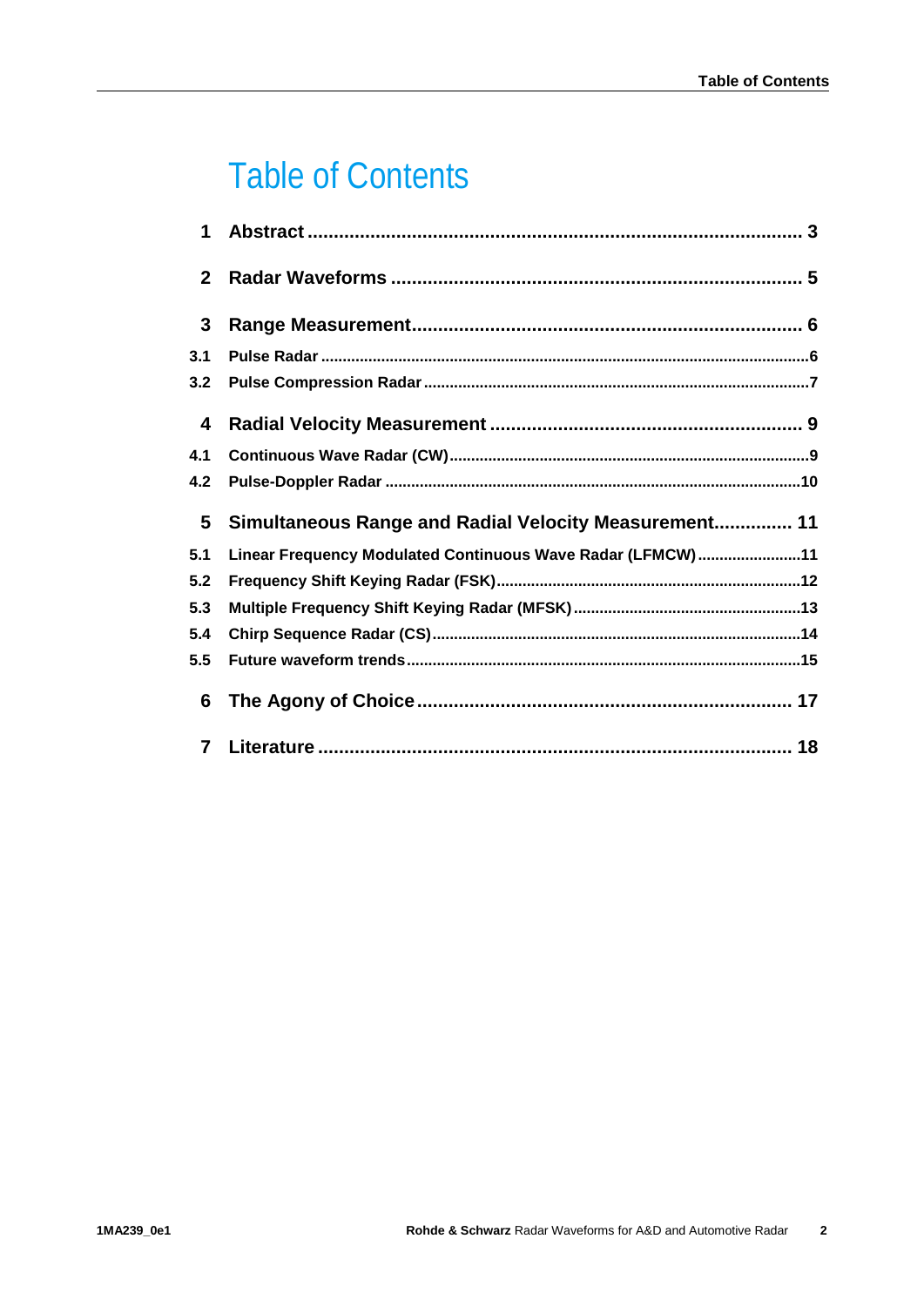# Table of Contents

| | | |
|---|---|---|
| 1 | Abstract | 3 |
| 2 | Radar Waveforms | 5 |
| 3 | Range Measurement | 6 |
| 3.1 | Pulse Radar | 6 |
| 3.2 | Pulse Compression Radar | 7 |
| 4 | Radial Velocity Measurement | 9 |
| 4.1 | Continuous Wave Radar (CW) | 9 |
| 4.2 | Pulse-Doppler Radar | 10 |
| 5 | Simultaneous Range and Radial Velocity Measurement | 11 |
| 5.1 | Linear Frequency Modulated Continuous Wave Radar (LFMCW) | 11 |
| 5.2 | Frequency Shift Keying Radar (FSK) | 12 |
| 5.3 | Multiple Frequency Shift Keying Radar (MFSK) | 13 |
| 5.4 | Chirp Sequence Radar (CS) | 14 |
| 5.5 | Future waveform trends | 15 |
| 6 | The Agony of Choice | 17 |
| 7 | Literature | 18 |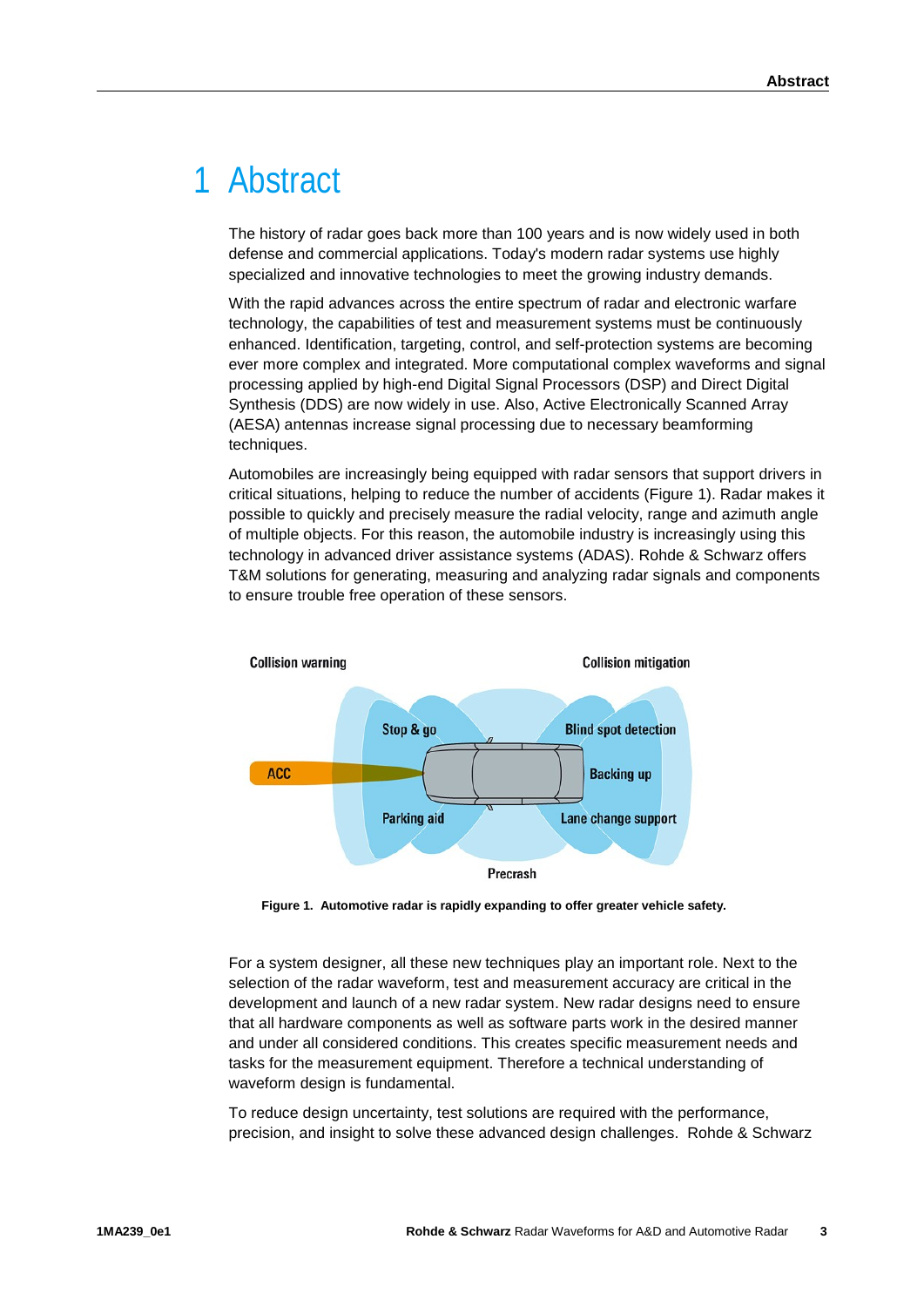# 1 Abstract

The history of radar goes back more than 100 years and is now widely used in both defense and commercial applications. Today's modern radar systems use highly specialized and innovative technologies to meet the growing industry demands.

With the rapid advances across the entire spectrum of radar and electronic warfare technology, the capabilities of test and measurement systems must be continuously enhanced. Identification, targeting, control, and self-protection systems are becoming ever more complex and integrated. More computational complex waveforms and signal processing applied by high-end Digital Signal Processors (DSP) and Direct Digital Synthesis (DDS) are now widely in use. Also, Active Electronically Scanned Array (AESA) antennas increase signal processing due to necessary beamforming techniques.

Automobiles are increasingly being equipped with radar sensors that support drivers in critical situations, helping to reduce the number of accidents (Figure 1). Radar makes it possible to quickly and precisely measure the radial velocity, range and azimuth angle of multiple objects. For this reason, the automobile industry is increasingly using this technology in advanced driver assistance systems (ADAS). Rohde & Schwarz offers T&M solutions for generating, measuring and analyzing radar signals and components to ensure trouble free operation of these sensors.

Collision warning | Collision mitigation | Stop & go | Blind spot detection | ACC | Backing up | Parking aid | Lane change support | Precrash

**Figure 1. Automotive radar is rapidly expanding to offer greater vehicle safety.**

For a system designer, all these new techniques play an important role. Next to the selection of the radar waveform, test and measurement accuracy are critical in the development and launch of a new radar system. New radar designs need to ensure that all hardware components as well as software parts work in the desired manner and under all considered conditions. This creates specific measurement needs and tasks for the measurement equipment. Therefore a technical understanding of waveform design is fundamental.

To reduce design uncertainty, test solutions are required with the performance, precision, and insight to solve these advanced design challenges. Rohde & Schwarz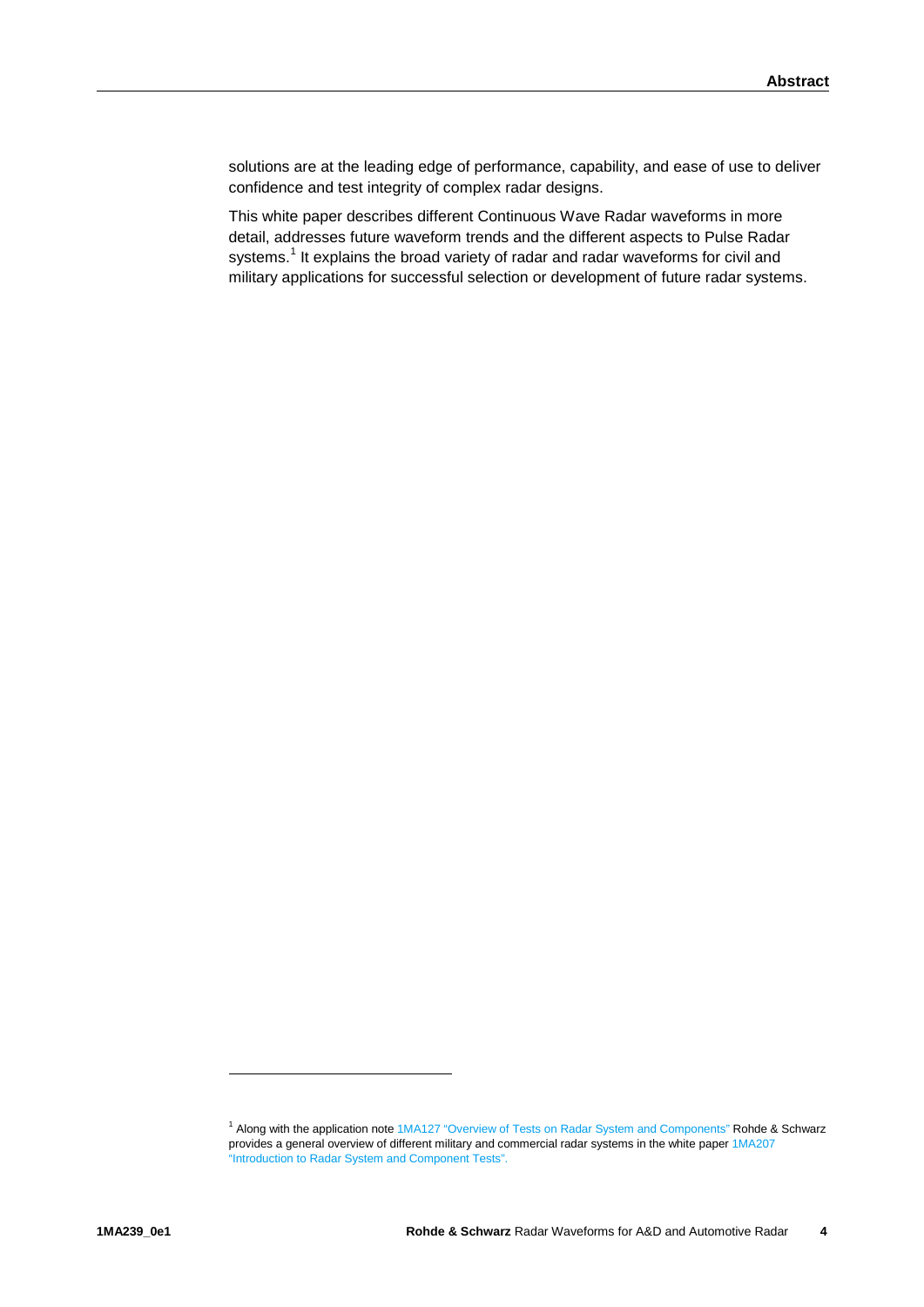solutions are at the leading edge of performance, capability, and ease of use to deliver confidence and test integrity of complex radar designs.

This white paper describes different Continuous Wave Radar waveforms in more detail, addresses future waveform trends and the different aspects to Pulse Radar systems.[1] It explains the broad variety of radar and radar waveforms for civil and military applications for successful selection or development of future radar systems.

[1] Along with the application note 1MA127 "Overview of Tests on Radar System and Components" Rohde & Schwarz provides a general overview of different military and commercial radar systems in the white paper 1MA207 "Introduction to Radar System and Component Tests".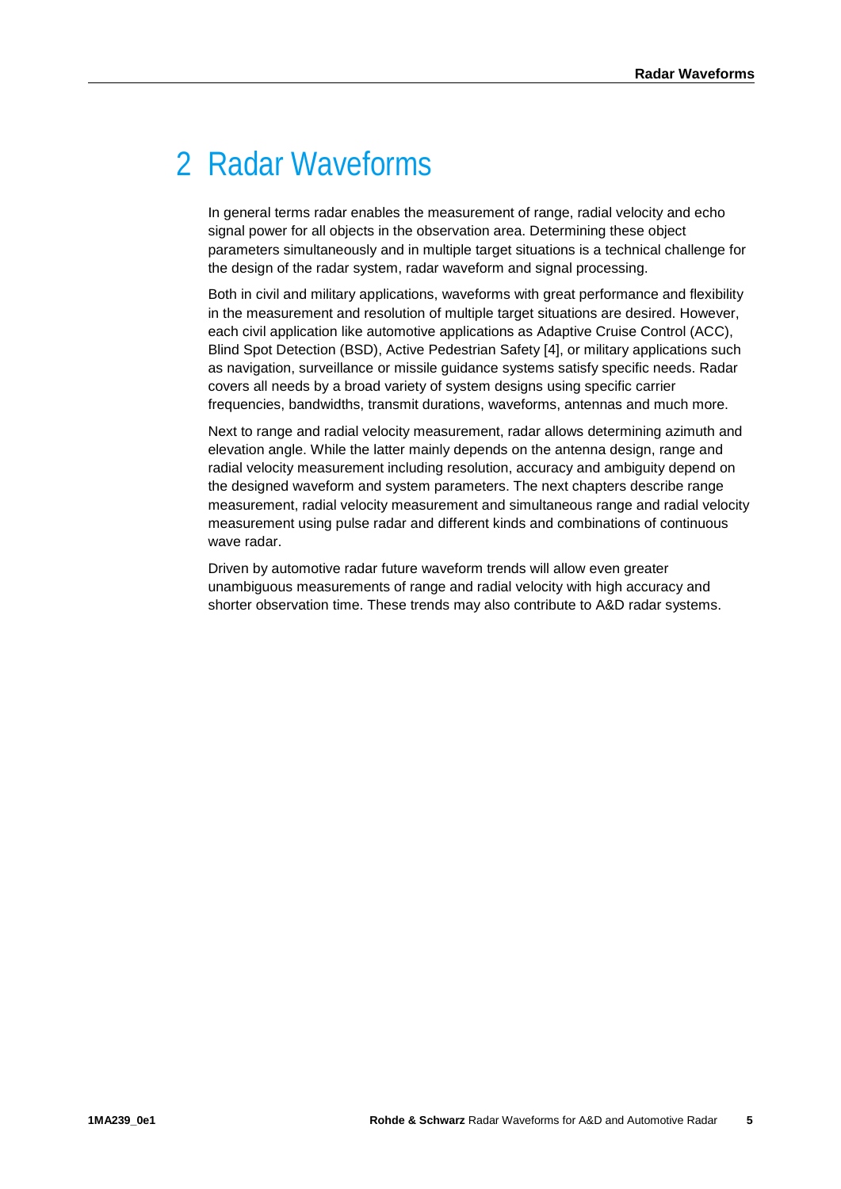# 2 Radar Waveforms

In general terms radar enables the measurement of range, radial velocity and echo signal power for all objects in the observation area. Determining these object parameters simultaneously and in multiple target situations is a technical challenge for the design of the radar system, radar waveform and signal processing.

Both in civil and military applications, waveforms with great performance and flexibility in the measurement and resolution of multiple target situations are desired. However, each civil application like automotive applications as Adaptive Cruise Control (ACC), Blind Spot Detection (BSD), Active Pedestrian Safety [4], or military applications such as navigation, surveillance or missile guidance systems satisfy specific needs. Radar covers all needs by a broad variety of system designs using specific carrier frequencies, bandwidths, transmit durations, waveforms, antennas and much more.

Next to range and radial velocity measurement, radar allows determining azimuth and elevation angle. While the latter mainly depends on the antenna design, range and radial velocity measurement including resolution, accuracy and ambiguity depend on the designed waveform and system parameters. The next chapters describe range measurement, radial velocity measurement and simultaneous range and radial velocity measurement using pulse radar and different kinds and combinations of continuous wave radar.

Driven by automotive radar future waveform trends will allow even greater unambiguous measurements of range and radial velocity with high accuracy and shorter observation time. These trends may also contribute to A&D radar systems.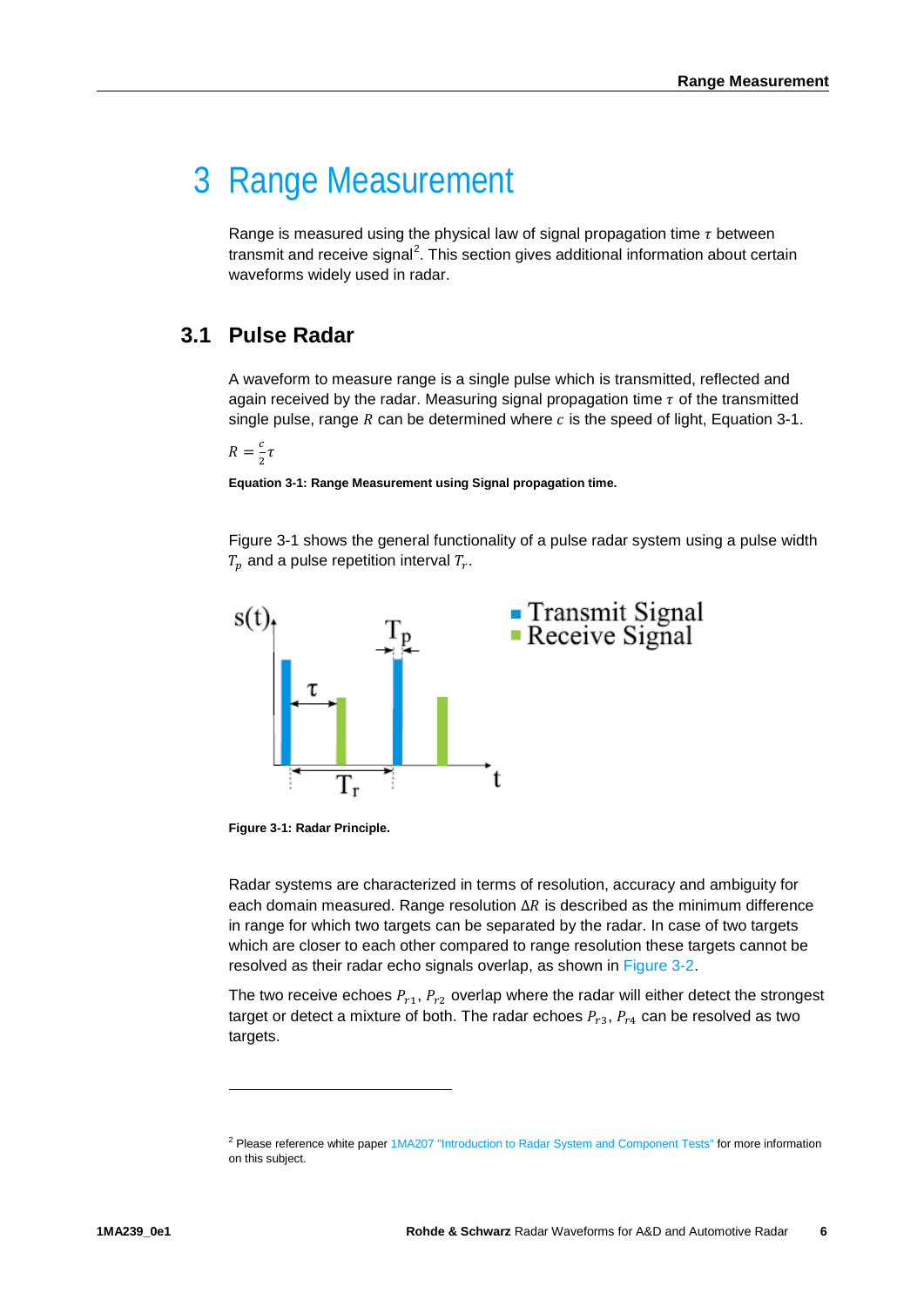# 3 Range Measurement

Range is measured using the physical law of signal propagation time $\tau$ between transmit and receive signal[2]. This section gives additional information about certain waveforms widely used in radar.

## 3.1 Pulse Radar

A waveform to measure range is a single pulse which is transmitted, reflected and again received by the radar. Measuring signal propagation time $\tau$ of the transmitted single pulse, range $R$ can be determined where $c$ is the speed of light, Equation 3-1.

$$R = \frac{c}{2}\tau$$

**Equation 3-1: Range Measurement using Signal propagation time.**

Figure 3-1 shows the general functionality of a pulse radar system using a pulse width $T_p$ and a pulse repetition interval $T_r$.

**Figure 3-1: Radar Principle.**

Radar systems are characterized in terms of resolution, accuracy and ambiguity for each domain measured. Range resolution $\Delta R$ is described as the minimum difference in range for which two targets can be separated by the radar. In case of two targets which are closer to each other compared to range resolution these targets cannot be resolved as their radar echo signals overlap, as shown in Figure 3-2.

The two receive echoes $P_{r1}$, $P_{r2}$ overlap where the radar will either detect the strongest target or detect a mixture of both. The radar echoes $P_{r3}$, $P_{r4}$ can be resolved as two targets.

---

[2] Please reference white paper 1MA207 "Introduction to Radar System and Component Tests" for more information on this subject.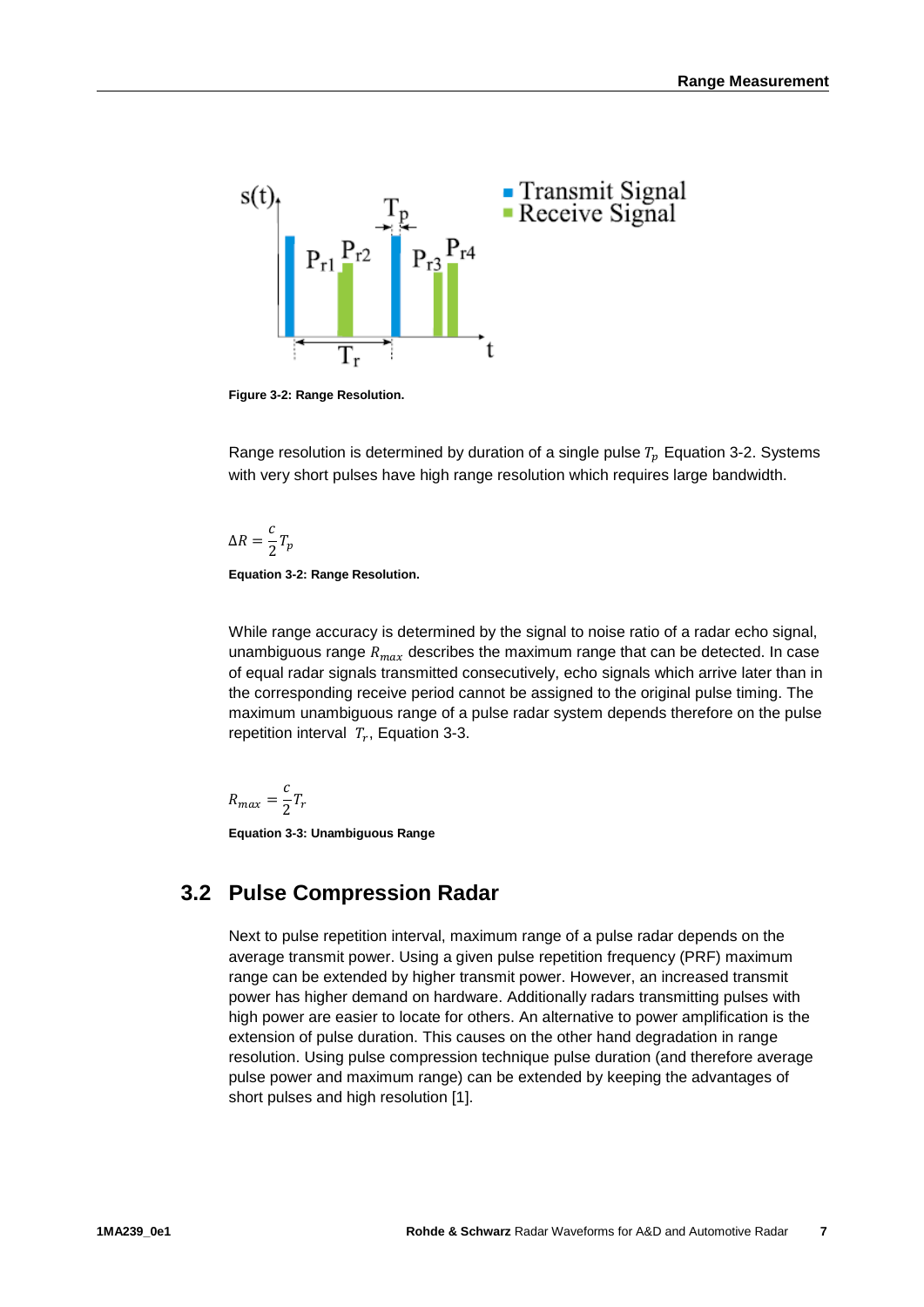Figure 3-2: Range Resolution.

Range resolution is determined by duration of a single pulse $T_p$ Equation 3-2. Systems with very short pulses have high range resolution which requires large bandwidth.

$$\Delta R = \frac{c}{2} T_p$$

**Equation 3-2: Range Resolution.**

While range accuracy is determined by the signal to noise ratio of a radar echo signal, unambiguous range $R_{max}$ describes the maximum range that can be detected. In case of equal radar signals transmitted consecutively, echo signals which arrive later than in the corresponding receive period cannot be assigned to the original pulse timing. The maximum unambiguous range of a pulse radar system depends therefore on the pulse repetition interval $T_r$, Equation 3-3.

$$R_{max} = \frac{c}{2} T_r$$

**Equation 3-3: Unambiguous Range**

## 3.2 Pulse Compression Radar

Next to pulse repetition interval, maximum range of a pulse radar depends on the average transmit power. Using a given pulse repetition frequency (PRF) maximum range can be extended by higher transmit power. However, an increased transmit power has higher demand on hardware. Additionally radars transmitting pulses with high power are easier to locate for others. An alternative to power amplification is the extension of pulse duration. This causes on the other hand degradation in range resolution. Using pulse compression technique pulse duration (and therefore average pulse power and maximum range) can be extended by keeping the advantages of short pulses and high resolution [1].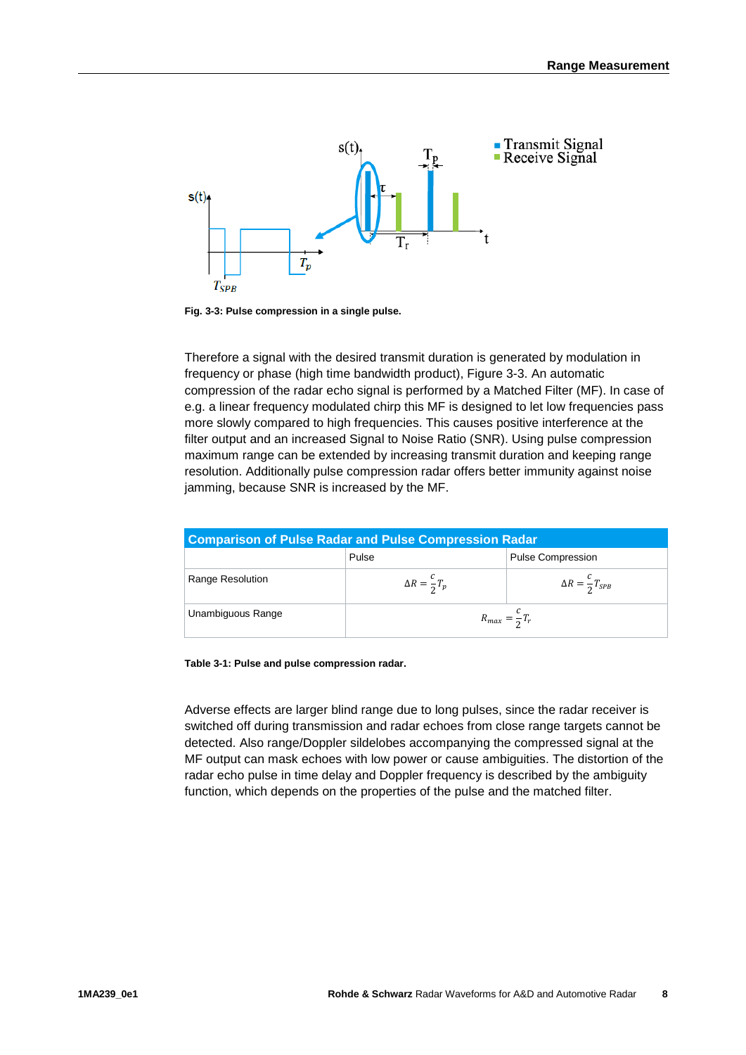Fig. 3-3: Pulse compression in a single pulse.

Therefore a signal with the desired transmit duration is generated by modulation in frequency or phase (high time bandwidth product), Figure 3-3. An automatic compression of the radar echo signal is performed by a Matched Filter (MF). In case of e.g. a linear frequency modulated chirp this MF is designed to let low frequencies pass more slowly compared to high frequencies. This causes positive interference at the filter output and an increased Signal to Noise Ratio (SNR). Using pulse compression maximum range can be extended by increasing transmit duration and keeping range resolution. Additionally pulse compression radar offers better immunity against noise jamming, because SNR is increased by the MF.

| Comparison of Pulse Radar and Pulse Compression Radar | | |
|---|---|---|
| | Pulse | Pulse Compression |
| Range Resolution | $\Delta R = \frac{c}{2} T_p$ | $\Delta R = \frac{c}{2} T_{SPB}$ |
| Unambiguous Range | $R_{max} = \frac{c}{2} T_r$ | |

**Table 3-1: Pulse and pulse compression radar.**

Adverse effects are larger blind range due to long pulses, since the radar receiver is switched off during transmission and radar echoes from close range targets cannot be detected. Also range/Doppler sildelobes accompanying the compressed signal at the MF output can mask echoes with low power or cause ambiguities. The distortion of the radar echo pulse in time delay and Doppler frequency is described by the ambiguity function, which depends on the properties of the pulse and the matched filter.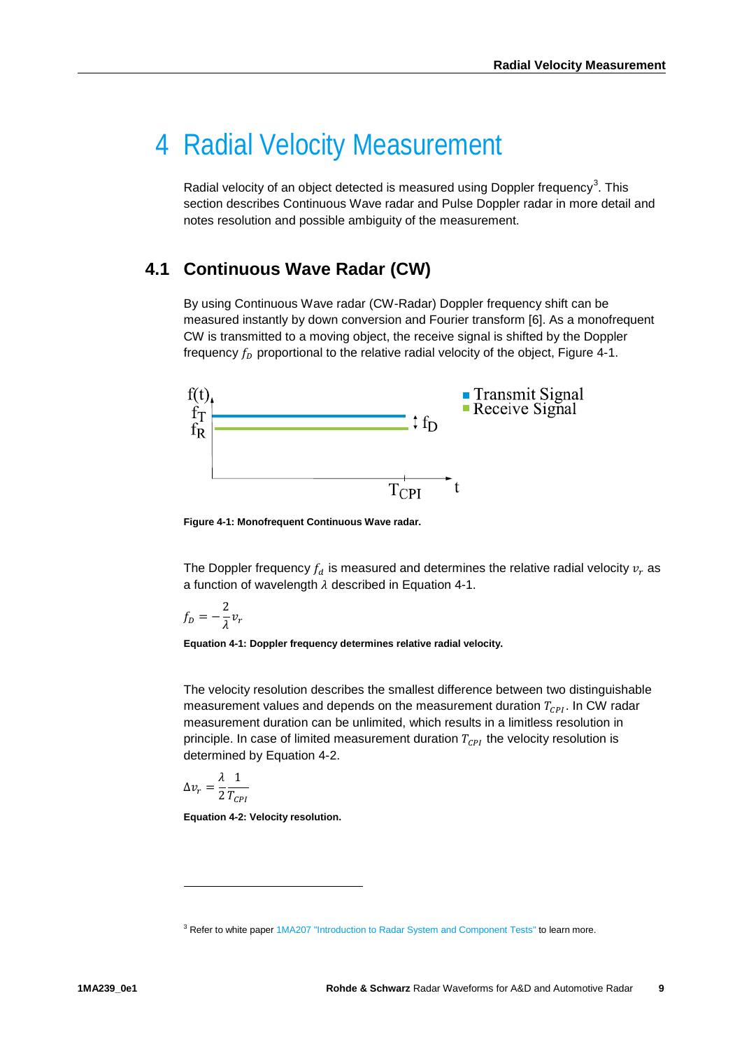# 4 Radial Velocity Measurement

Radial velocity of an object detected is measured using Doppler frequency[3]. This section describes Continuous Wave radar and Pulse Doppler radar in more detail and notes resolution and possible ambiguity of the measurement.

## 4.1 Continuous Wave Radar (CW)

By using Continuous Wave radar (CW-Radar) Doppler frequency shift can be measured instantly by down conversion and Fourier transform [6]. As a monofrequent CW is transmitted to a moving object, the receive signal is shifted by the Doppler frequency $f_D$ proportional to the relative radial velocity of the object, Figure 4-1.

**Figure 4-1: Monofrequent Continuous Wave radar.**

The Doppler frequency $f_d$ is measured and determines the relative radial velocity $v_r$ as a function of wavelength $\lambda$ described in Equation 4-1.

$$f_D = -\frac{2}{\lambda} v_r$$

**Equation 4-1: Doppler frequency determines relative radial velocity.**

The velocity resolution describes the smallest difference between two distinguishable measurement values and depends on the measurement duration $T_{CPI}$. In CW radar measurement duration can be unlimited, which results in a limitless resolution in principle. In case of limited measurement duration $T_{CPI}$ the velocity resolution is determined by Equation 4-2.

$$\Delta v_r = \frac{\lambda}{2} \frac{1}{T_{CPI}}$$

**Equation 4-2: Velocity resolution.**

[3] Refer to white paper 1MA207 "Introduction to Radar System and Component Tests" to learn more.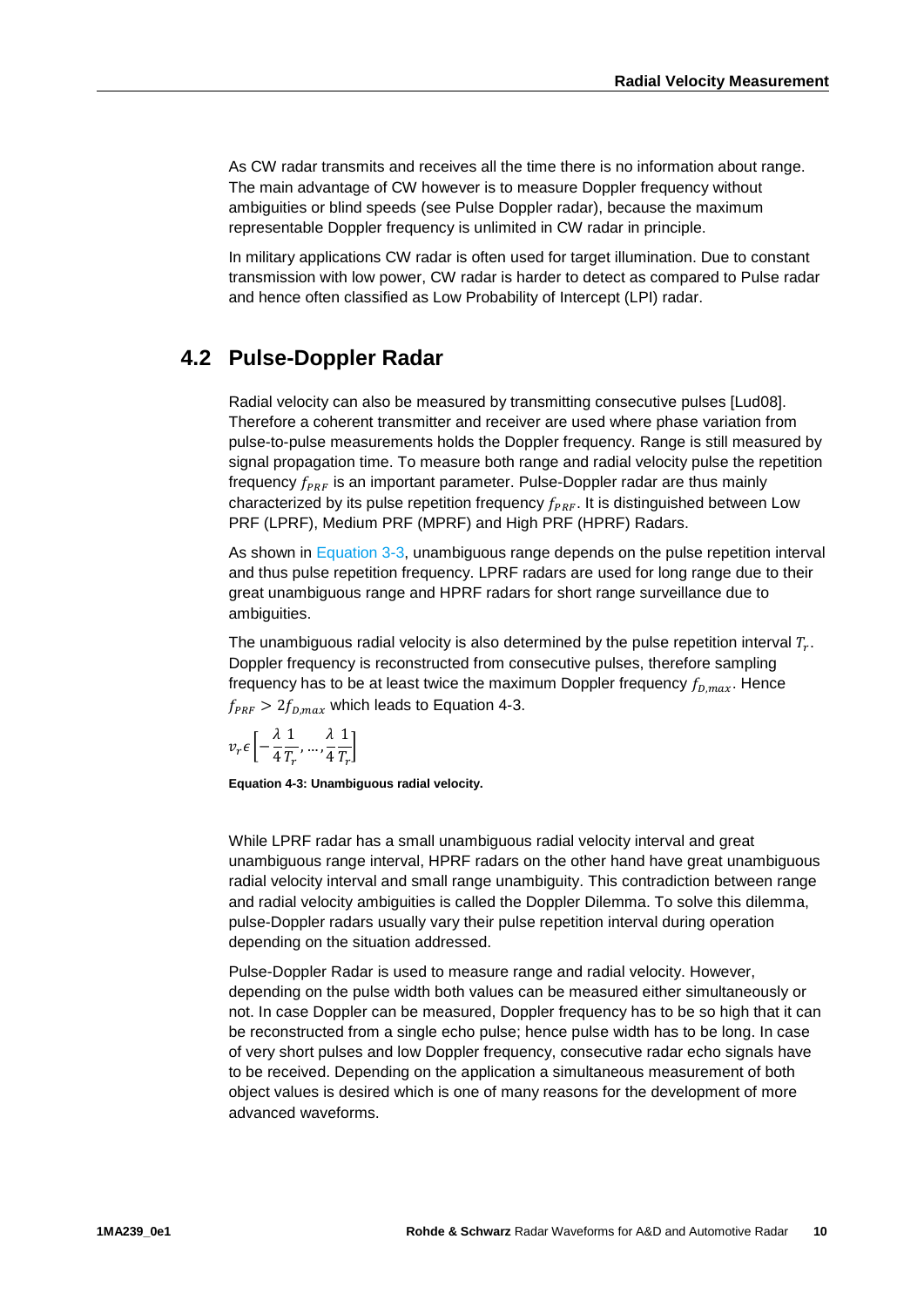As CW radar transmits and receives all the time there is no information about range. The main advantage of CW however is to measure Doppler frequency without ambiguities or blind speeds (see Pulse Doppler radar), because the maximum representable Doppler frequency is unlimited in CW radar in principle.

In military applications CW radar is often used for target illumination. Due to constant transmission with low power, CW radar is harder to detect as compared to Pulse radar and hence often classified as Low Probability of Intercept (LPI) radar.

## 4.2 Pulse-Doppler Radar

Radial velocity can also be measured by transmitting consecutive pulses [Lud08]. Therefore a coherent transmitter and receiver are used where phase variation from pulse-to-pulse measurements holds the Doppler frequency. Range is still measured by signal propagation time. To measure both range and radial velocity pulse the repetition frequency $f_{PRF}$ is an important parameter. Pulse-Doppler radar are thus mainly characterized by its pulse repetition frequency $f_{PRF}$. It is distinguished between Low PRF (LPRF), Medium PRF (MPRF) and High PRF (HPRF) Radars.

As shown in Equation 3-3, unambiguous range depends on the pulse repetition interval and thus pulse repetition frequency. LPRF radars are used for long range due to their great unambiguous range and HPRF radars for short range surveillance due to ambiguities.

The unambiguous radial velocity is also determined by the pulse repetition interval $T_r$. Doppler frequency is reconstructed from consecutive pulses, therefore sampling frequency has to be at least twice the maximum Doppler frequency $f_{D,max}$. Hence $f_{PRF} > 2f_{D,max}$ which leads to Equation 4-3.

$$v_r \epsilon \left[ -\frac{\lambda}{4}\frac{1}{T_r}, \ldots, \frac{\lambda}{4}\frac{1}{T_r} \right]$$

**Equation 4-3: Unambiguous radial velocity.**

While LPRF radar has a small unambiguous radial velocity interval and great unambiguous range interval, HPRF radars on the other hand have great unambiguous radial velocity interval and small range unambiguity. This contradiction between range and radial velocity ambiguities is called the Doppler Dilemma. To solve this dilemma, pulse-Doppler radars usually vary their pulse repetition interval during operation depending on the situation addressed.

Pulse-Doppler Radar is used to measure range and radial velocity. However, depending on the pulse width both values can be measured either simultaneously or not. In case Doppler can be measured, Doppler frequency has to be so high that it can be reconstructed from a single echo pulse; hence pulse width has to be long. In case of very short pulses and low Doppler frequency, consecutive radar echo signals have to be received. Depending on the application a simultaneous measurement of both object values is desired which is one of many reasons for the development of more advanced waveforms.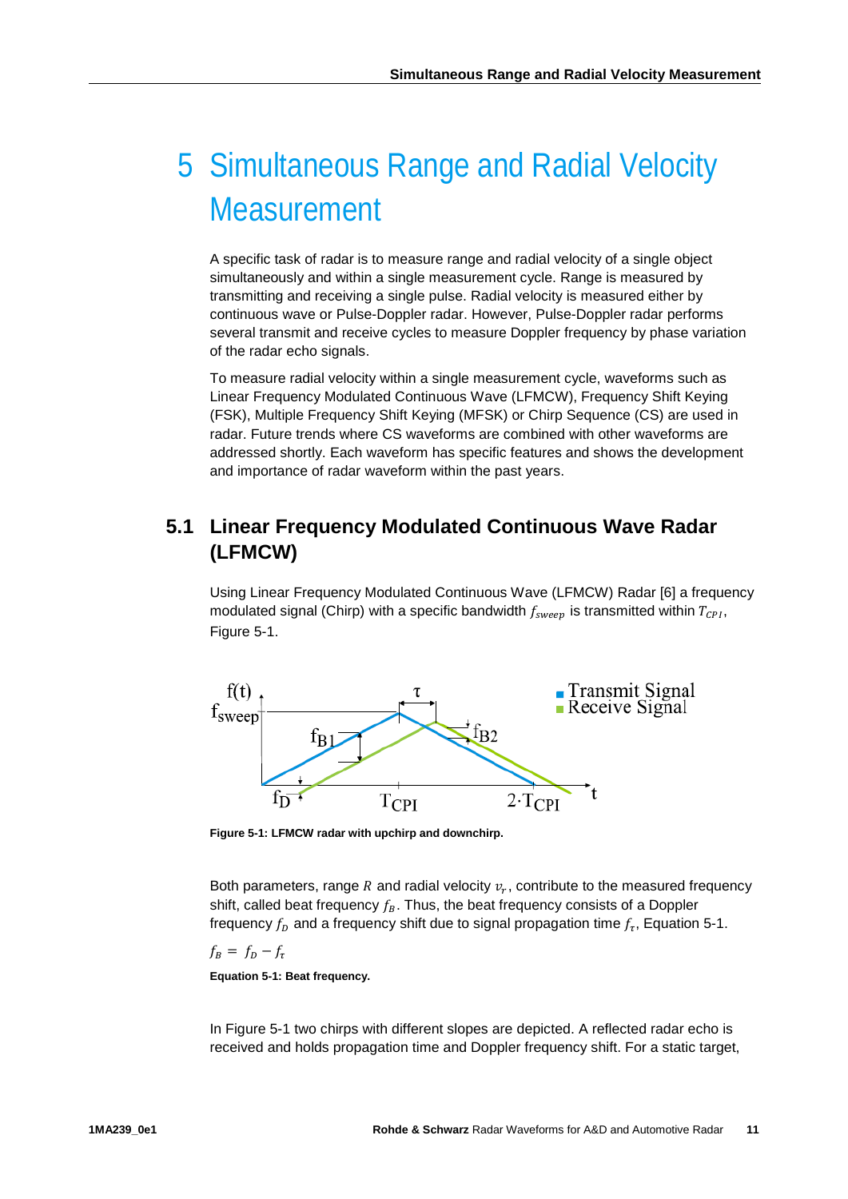# 5 Simultaneous Range and Radial Velocity Measurement

A specific task of radar is to measure range and radial velocity of a single object simultaneously and within a single measurement cycle. Range is measured by transmitting and receiving a single pulse. Radial velocity is measured either by continuous wave or Pulse-Doppler radar. However, Pulse-Doppler radar performs several transmit and receive cycles to measure Doppler frequency by phase variation of the radar echo signals.

To measure radial velocity within a single measurement cycle, waveforms such as Linear Frequency Modulated Continuous Wave (LFMCW), Frequency Shift Keying (FSK), Multiple Frequency Shift Keying (MFSK) or Chirp Sequence (CS) are used in radar. Future trends where CS waveforms are combined with other waveforms are addressed shortly. Each waveform has specific features and shows the development and importance of radar waveform within the past years.

## 5.1 Linear Frequency Modulated Continuous Wave Radar (LFMCW)

Using Linear Frequency Modulated Continuous Wave (LFMCW) Radar [6] a frequency modulated signal (Chirp) with a specific bandwidth $f_{sweep}$ is transmitted within $T_{CPI}$, Figure 5-1.

**Figure 5-1: LFMCW radar with upchirp and downchirp.**

Both parameters, range $R$ and radial velocity $v_r$, contribute to the measured frequency shift, called beat frequency $f_B$. Thus, the beat frequency consists of a Doppler frequency $f_D$ and a frequency shift due to signal propagation time $f_\tau$, Equation 5-1.

$$f_B = f_D - f_\tau$$

**Equation 5-1: Beat frequency.**

In Figure 5-1 two chirps with different slopes are depicted. A reflected radar echo is received and holds propagation time and Doppler frequency shift. For a static target,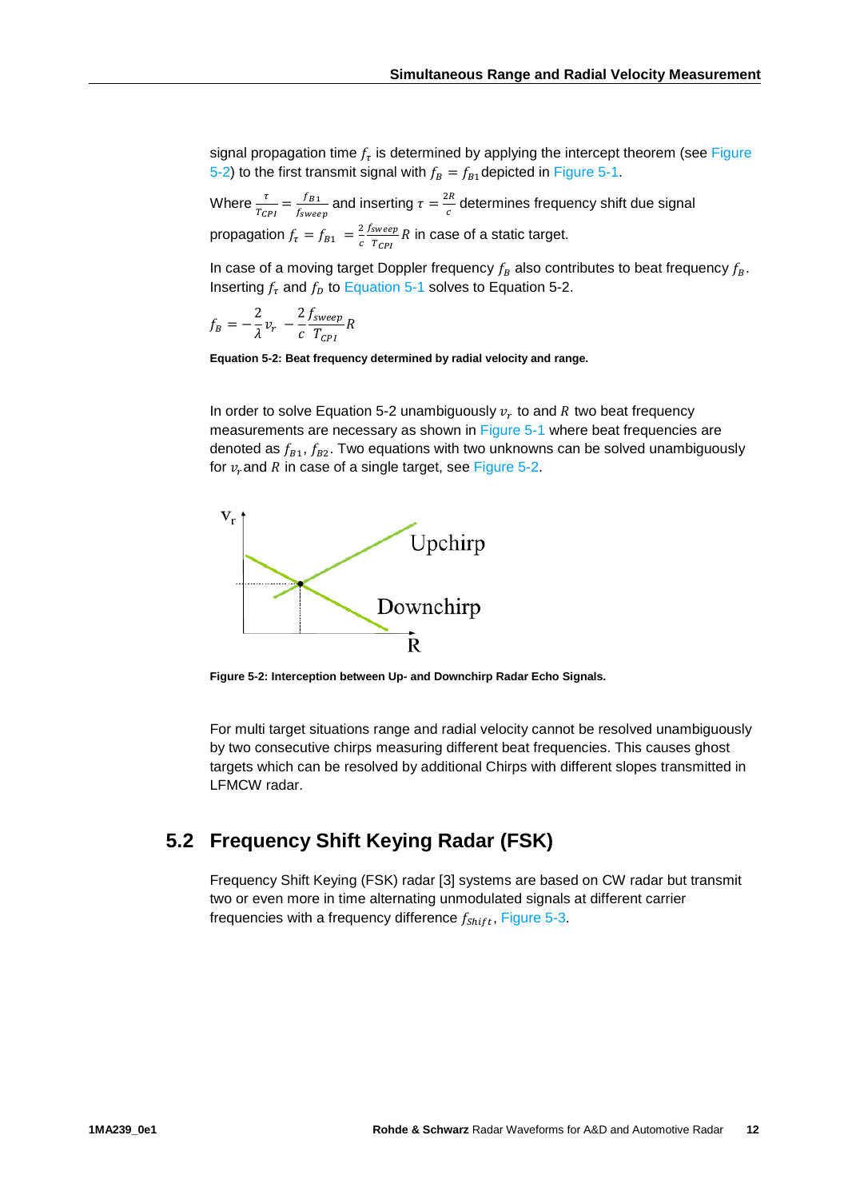signal propagation time $f_\tau$ is determined by applying the intercept theorem (see Figure 5-2) to the first transmit signal with $f_B = f_{B1}$ depicted in Figure 5-1.

Where $\frac{\tau}{T_{CPI}} = \frac{f_{B1}}{f_{sweep}}$ and inserting $\tau = \frac{2R}{c}$ determines frequency shift due signal propagation $f_\tau = f_{B1} = \frac{2}{c}\frac{f_{sweep}}{T_{CPI}}R$ in case of a static target.

In case of a moving target Doppler frequency $f_B$ also contributes to beat frequency $f_B$. Inserting $f_\tau$ and $f_D$ to Equation 5-1 solves to Equation 5-2.

$$f_B = -\frac{2}{\lambda}v_r - \frac{2}{c}\frac{f_{sweep}}{T_{CPI}}R$$

**Equation 5-2: Beat frequency determined by radial velocity and range.**

In order to solve Equation 5-2 unambiguously $v_r$ to and $R$ two beat frequency measurements are necessary as shown in Figure 5-1 where beat frequencies are denoted as $f_{B1}$, $f_{B2}$. Two equations with two unknowns can be solved unambiguously for $v_r$ and $R$ in case of a single target, see Figure 5-2.

**Figure 5-2: Interception between Up- and Downchirp Radar Echo Signals.**

For multi target situations range and radial velocity cannot be resolved unambiguously by two consecutive chirps measuring different beat frequencies. This causes ghost targets which can be resolved by additional Chirps with different slopes transmitted in LFMCW radar.

## 5.2 Frequency Shift Keying Radar (FSK)

Frequency Shift Keying (FSK) radar [3] systems are based on CW radar but transmit two or even more in time alternating unmodulated signals at different carrier frequencies with a frequency difference $f_{Shift}$, Figure 5-3.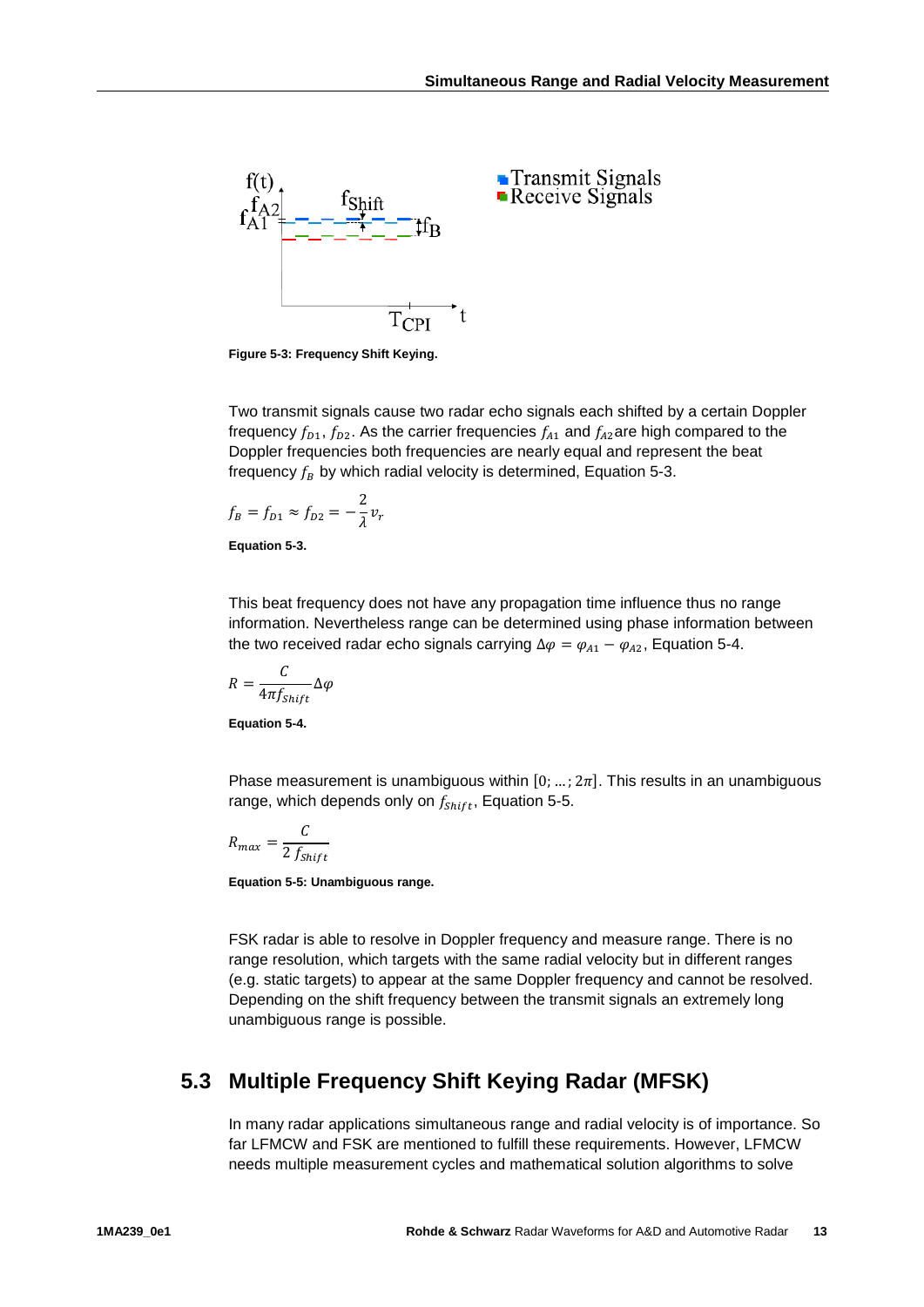Figure 5-3: Frequency Shift Keying.

Two transmit signals cause two radar echo signals each shifted by a certain Doppler frequency $f_{D1}$, $f_{D2}$. As the carrier frequencies $f_{A1}$ and $f_{A2}$ are high compared to the Doppler frequencies both frequencies are nearly equal and represent the beat frequency $f_B$ by which radial velocity is determined, Equation 5-3.

$$f_B = f_{D1} \approx f_{D2} = -\frac{2}{\lambda} v_r$$

**Equation 5-3.**

This beat frequency does not have any propagation time influence thus no range information. Nevertheless range can be determined using phase information between the two received radar echo signals carrying $\Delta\varphi = \varphi_{A1} - \varphi_{A2}$, Equation 5-4.

$$R = \frac{C}{4\pi f_{Shift}} \Delta\varphi$$

**Equation 5-4.**

Phase measurement is unambiguous within $[0; \dots; 2\pi]$. This results in an unambiguous range, which depends only on $f_{Shift}$, Equation 5-5.

$$R_{max} = \frac{C}{2\, f_{Shift}}$$

**Equation 5-5: Unambiguous range.**

FSK radar is able to resolve in Doppler frequency and measure range. There is no range resolution, which targets with the same radial velocity but in different ranges (e.g. static targets) to appear at the same Doppler frequency and cannot be resolved. Depending on the shift frequency between the transmit signals an extremely long unambiguous range is possible.

## 5.3 Multiple Frequency Shift Keying Radar (MFSK)

In many radar applications simultaneous range and radial velocity is of importance. So far LFMCW and FSK are mentioned to fulfill these requirements. However, LFMCW needs multiple measurement cycles and mathematical solution algorithms to solve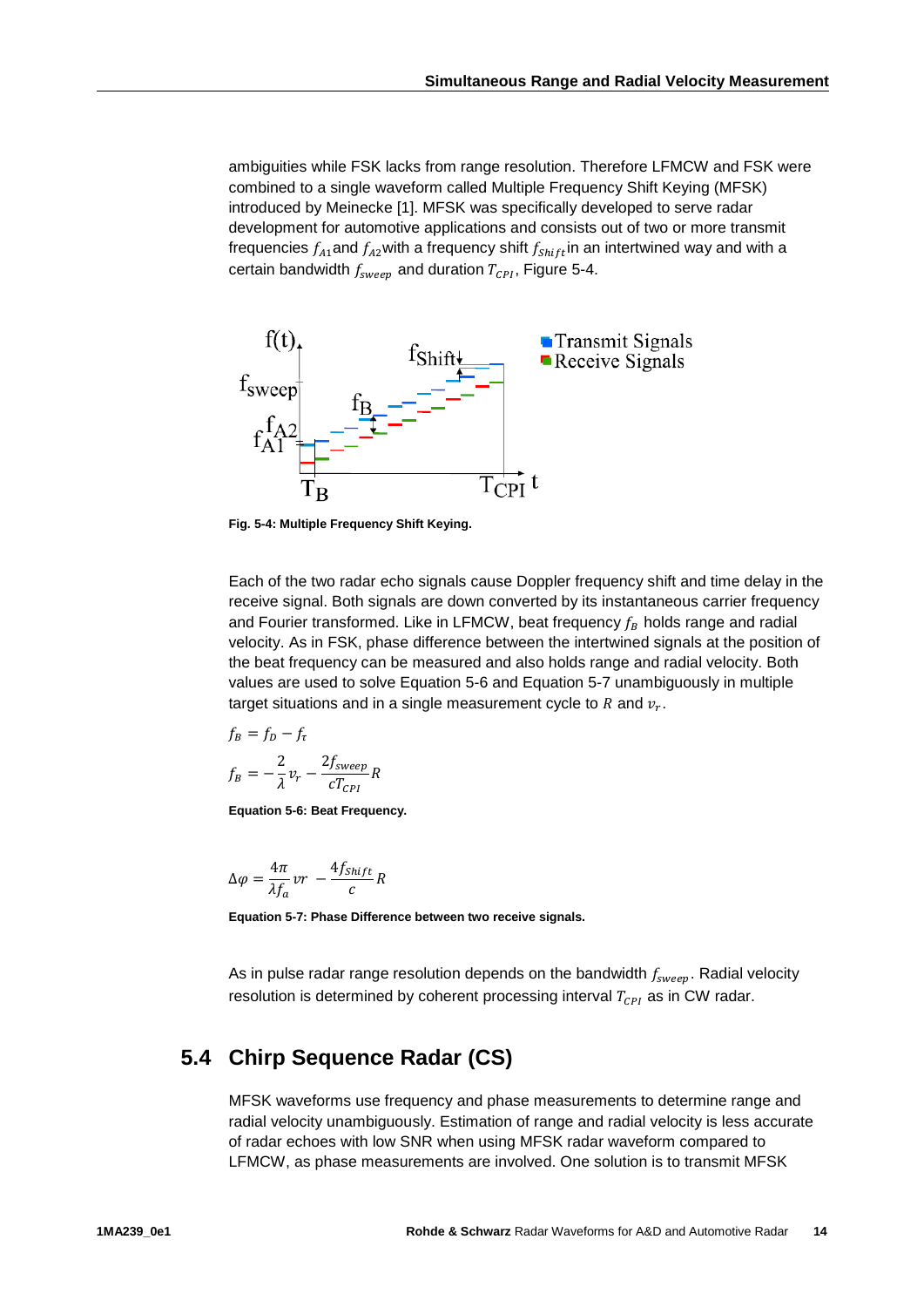ambiguities while FSK lacks from range resolution. Therefore LFMCW and FSK were combined to a single waveform called Multiple Frequency Shift Keying (MFSK) introduced by Meinecke [1]. MFSK was specifically developed to serve radar development for automotive applications and consists out of two or more transmit frequencies $f_{A1}$ and $f_{A2}$ with a frequency shift $f_{Shift}$ in an intertwined way and with a certain bandwidth $f_{sweep}$ and duration $T_{CPI}$, Figure 5-4.

**Fig. 5-4: Multiple Frequency Shift Keying.**

Each of the two radar echo signals cause Doppler frequency shift and time delay in the receive signal. Both signals are down converted by its instantaneous carrier frequency and Fourier transformed. Like in LFMCW, beat frequency $f_B$ holds range and radial velocity. As in FSK, phase difference between the intertwined signals at the position of the beat frequency can be measured and also holds range and radial velocity. Both values are used to solve Equation 5-6 and Equation 5-7 unambiguously in multiple target situations and in a single measurement cycle to $R$ and $v_r$.

$$f_B = f_D - f_\tau$$

$$f_B = -\frac{2}{\lambda} v_r - \frac{2 f_{sweep}}{c T_{CPI}} R$$

**Equation 5-6: Beat Frequency.**

$$\Delta\varphi = \frac{4\pi}{\lambda f_a} vr - \frac{4 f_{Shift}}{c} R$$

**Equation 5-7: Phase Difference between two receive signals.**

As in pulse radar range resolution depends on the bandwidth $f_{sweep}$. Radial velocity resolution is determined by coherent processing interval $T_{CPI}$ as in CW radar.

## 5.4 Chirp Sequence Radar (CS)

MFSK waveforms use frequency and phase measurements to determine range and radial velocity unambiguously. Estimation of range and radial velocity is less accurate of radar echoes with low SNR when using MFSK radar waveform compared to LFMCW, as phase measurements are involved. One solution is to transmit MFSK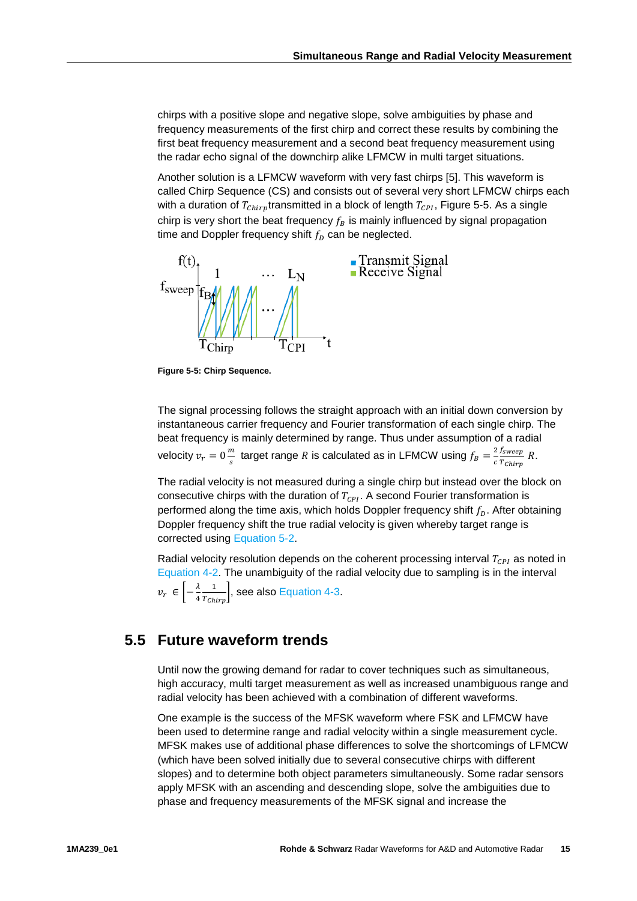chirps with a positive slope and negative slope, solve ambiguities by phase and frequency measurements of the first chirp and correct these results by combining the first beat frequency measurement and a second beat frequency measurement using the radar echo signal of the downchirp alike LFMCW in multi target situations.

Another solution is a LFMCW waveform with very fast chirps [5]. This waveform is called Chirp Sequence (CS) and consists out of several very short LFMCW chirps each with a duration of $T_{Chirp}$ transmitted in a block of length $T_{CPI}$, Figure 5-5. As a single chirp is very short the beat frequency $f_B$ is mainly influenced by signal propagation time and Doppler frequency shift $f_D$ can be neglected.

**Figure 5-5: Chirp Sequence.**

The signal processing follows the straight approach with an initial down conversion by instantaneous carrier frequency and Fourier transformation of each single chirp. The beat frequency is mainly determined by range. Thus under assumption of a radial velocity $v_r = 0\frac{m}{s}$ target range $R$ is calculated as in LFMCW using $f_B = \frac{2}{c}\frac{f_{sweep}}{T_{Chirp}}R$.

The radial velocity is not measured during a single chirp but instead over the block on consecutive chirps with the duration of $T_{CPI}$. A second Fourier transformation is performed along the time axis, which holds Doppler frequency shift $f_D$. After obtaining Doppler frequency shift the true radial velocity is given whereby target range is corrected using Equation 5-2.

Radial velocity resolution depends on the coherent processing interval $T_{CPI}$ as noted in Equation 4-2. The unambiguity of the radial velocity due to sampling is in the interval $v_r \in \left[-\frac{\lambda}{4}\frac{1}{T_{Chirp}}\right]$, see also Equation 4-3.

## 5.5 Future waveform trends

Until now the growing demand for radar to cover techniques such as simultaneous, high accuracy, multi target measurement as well as increased unambiguous range and radial velocity has been achieved with a combination of different waveforms.

One example is the success of the MFSK waveform where FSK and LFMCW have been used to determine range and radial velocity within a single measurement cycle. MFSK makes use of additional phase differences to solve the shortcomings of LFMCW (which have been solved initially due to several consecutive chirps with different slopes) and to determine both object parameters simultaneously. Some radar sensors apply MFSK with an ascending and descending slope, solve the ambiguities due to phase and frequency measurements of the MFSK signal and increase the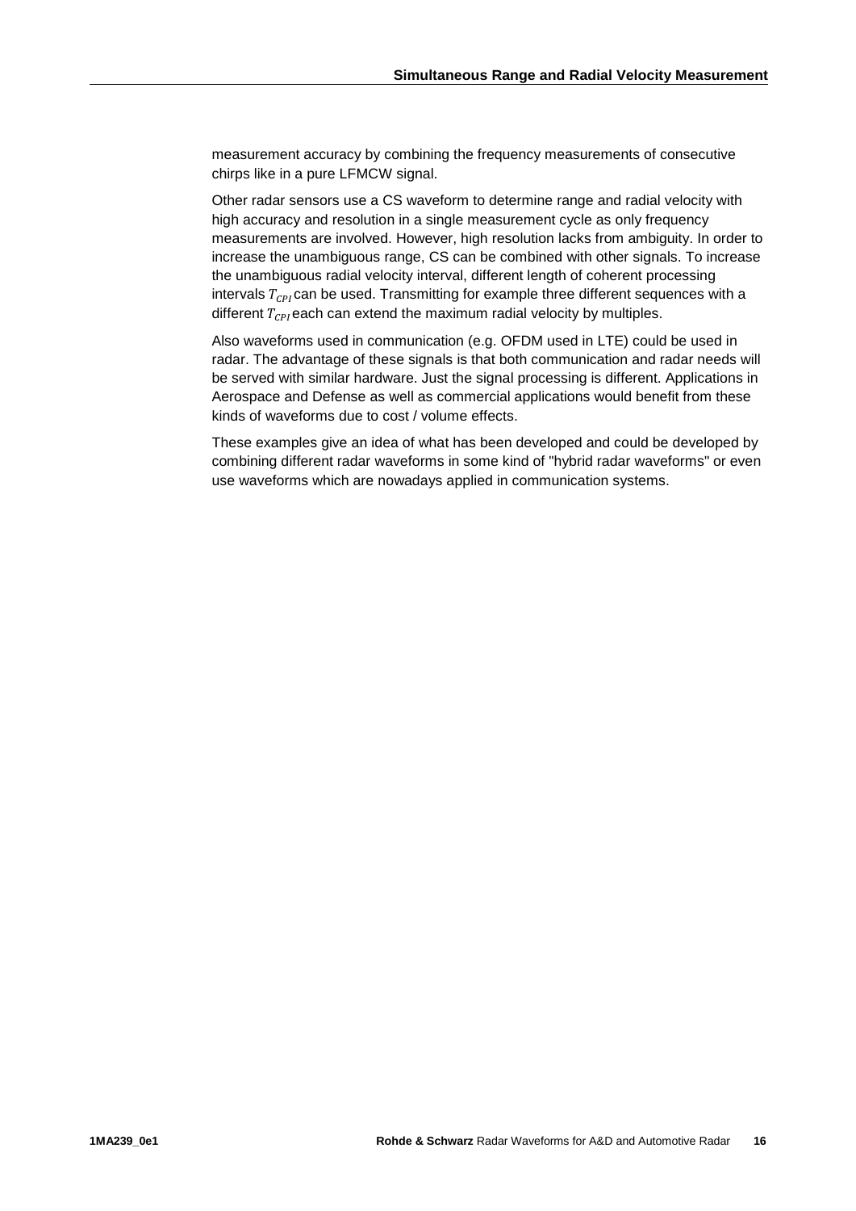measurement accuracy by combining the frequency measurements of consecutive chirps like in a pure LFMCW signal.

Other radar sensors use a CS waveform to determine range and radial velocity with high accuracy and resolution in a single measurement cycle as only frequency measurements are involved. However, high resolution lacks from ambiguity. In order to increase the unambiguous range, CS can be combined with other signals. To increase the unambiguous radial velocity interval, different length of coherent processing intervals $T_{CPI}$ can be used. Transmitting for example three different sequences with a different $T_{CPI}$ each can extend the maximum radial velocity by multiples.

Also waveforms used in communication (e.g. OFDM used in LTE) could be used in radar. The advantage of these signals is that both communication and radar needs will be served with similar hardware. Just the signal processing is different. Applications in Aerospace and Defense as well as commercial applications would benefit from these kinds of waveforms due to cost / volume effects.

These examples give an idea of what has been developed and could be developed by combining different radar waveforms in some kind of "hybrid radar waveforms" or even use waveforms which are nowadays applied in communication systems.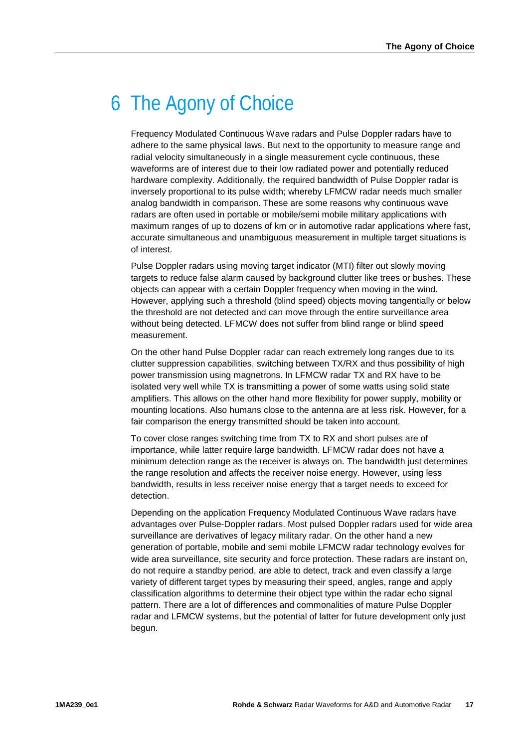# 6 The Agony of Choice

Frequency Modulated Continuous Wave radars and Pulse Doppler radars have to adhere to the same physical laws. But next to the opportunity to measure range and radial velocity simultaneously in a single measurement cycle continuous, these waveforms are of interest due to their low radiated power and potentially reduced hardware complexity. Additionally, the required bandwidth of Pulse Doppler radar is inversely proportional to its pulse width; whereby LFMCW radar needs much smaller analog bandwidth in comparison. These are some reasons why continuous wave radars are often used in portable or mobile/semi mobile military applications with maximum ranges of up to dozens of km or in automotive radar applications where fast, accurate simultaneous and unambiguous measurement in multiple target situations is of interest.

Pulse Doppler radars using moving target indicator (MTI) filter out slowly moving targets to reduce false alarm caused by background clutter like trees or bushes. These objects can appear with a certain Doppler frequency when moving in the wind. However, applying such a threshold (blind speed) objects moving tangentially or below the threshold are not detected and can move through the entire surveillance area without being detected. LFMCW does not suffer from blind range or blind speed measurement.

On the other hand Pulse Doppler radar can reach extremely long ranges due to its clutter suppression capabilities, switching between TX/RX and thus possibility of high power transmission using magnetrons. In LFMCW radar TX and RX have to be isolated very well while TX is transmitting a power of some watts using solid state amplifiers. This allows on the other hand more flexibility for power supply, mobility or mounting locations. Also humans close to the antenna are at less risk. However, for a fair comparison the energy transmitted should be taken into account.

To cover close ranges switching time from TX to RX and short pulses are of importance, while latter require large bandwidth. LFMCW radar does not have a minimum detection range as the receiver is always on. The bandwidth just determines the range resolution and affects the receiver noise energy. However, using less bandwidth, results in less receiver noise energy that a target needs to exceed for detection.

Depending on the application Frequency Modulated Continuous Wave radars have advantages over Pulse-Doppler radars. Most pulsed Doppler radars used for wide area surveillance are derivatives of legacy military radar. On the other hand a new generation of portable, mobile and semi mobile LFMCW radar technology evolves for wide area surveillance, site security and force protection. These radars are instant on, do not require a standby period, are able to detect, track and even classify a large variety of different target types by measuring their speed, angles, range and apply classification algorithms to determine their object type within the radar echo signal pattern. There are a lot of differences and commonalities of mature Pulse Doppler radar and LFMCW systems, but the potential of latter for future development only just begun.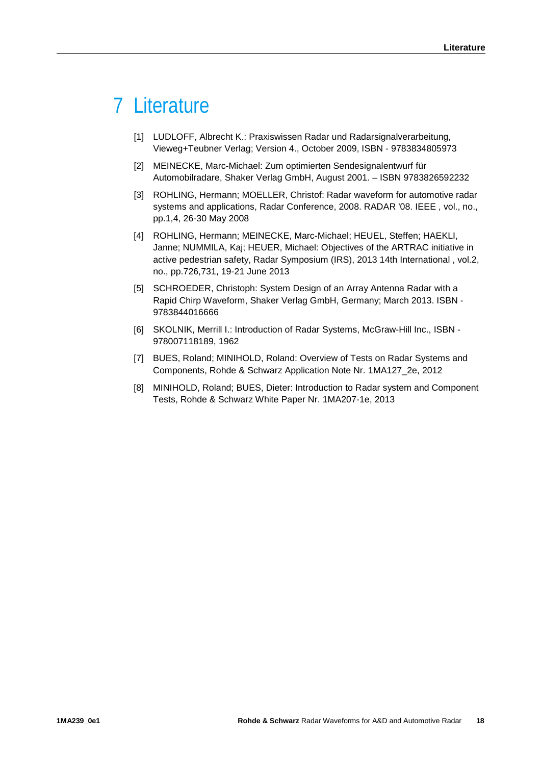# 7 Literature

[1] LUDLOFF, Albrecht K.: Praxiswissen Radar und Radarsignalverarbeitung, Vieweg+Teubner Verlag; Version 4., October 2009, ISBN - 9783834805973

[2] MEINECKE, Marc-Michael: Zum optimierten Sendesignalentwurf für Automobilradare, Shaker Verlag GmbH, August 2001. – ISBN 9783826592232

[3] ROHLING, Hermann; MOELLER, Christof: Radar waveform for automotive radar systems and applications, Radar Conference, 2008. RADAR '08. IEEE , vol., no., pp.1,4, 26-30 May 2008

[4] ROHLING, Hermann; MEINECKE, Marc-Michael; HEUEL, Steffen; HAEKLI, Janne; NUMMILA, Kaj; HEUER, Michael: Objectives of the ARTRAC initiative in active pedestrian safety, Radar Symposium (IRS), 2013 14th International , vol.2, no., pp.726,731, 19-21 June 2013

[5] SCHROEDER, Christoph: System Design of an Array Antenna Radar with a Rapid Chirp Waveform, Shaker Verlag GmbH, Germany; March 2013. ISBN - 9783844016666

[6] SKOLNIK, Merrill I.: Introduction of Radar Systems, McGraw-Hill Inc., ISBN - 978007118189, 1962

[7] BUES, Roland; MINIHOLD, Roland: Overview of Tests on Radar Systems and Components, Rohde & Schwarz Application Note Nr. 1MA127_2e, 2012

[8] MINIHOLD, Roland; BUES, Dieter: Introduction to Radar system and Component Tests, Rohde & Schwarz White Paper Nr. 1MA207-1e, 2013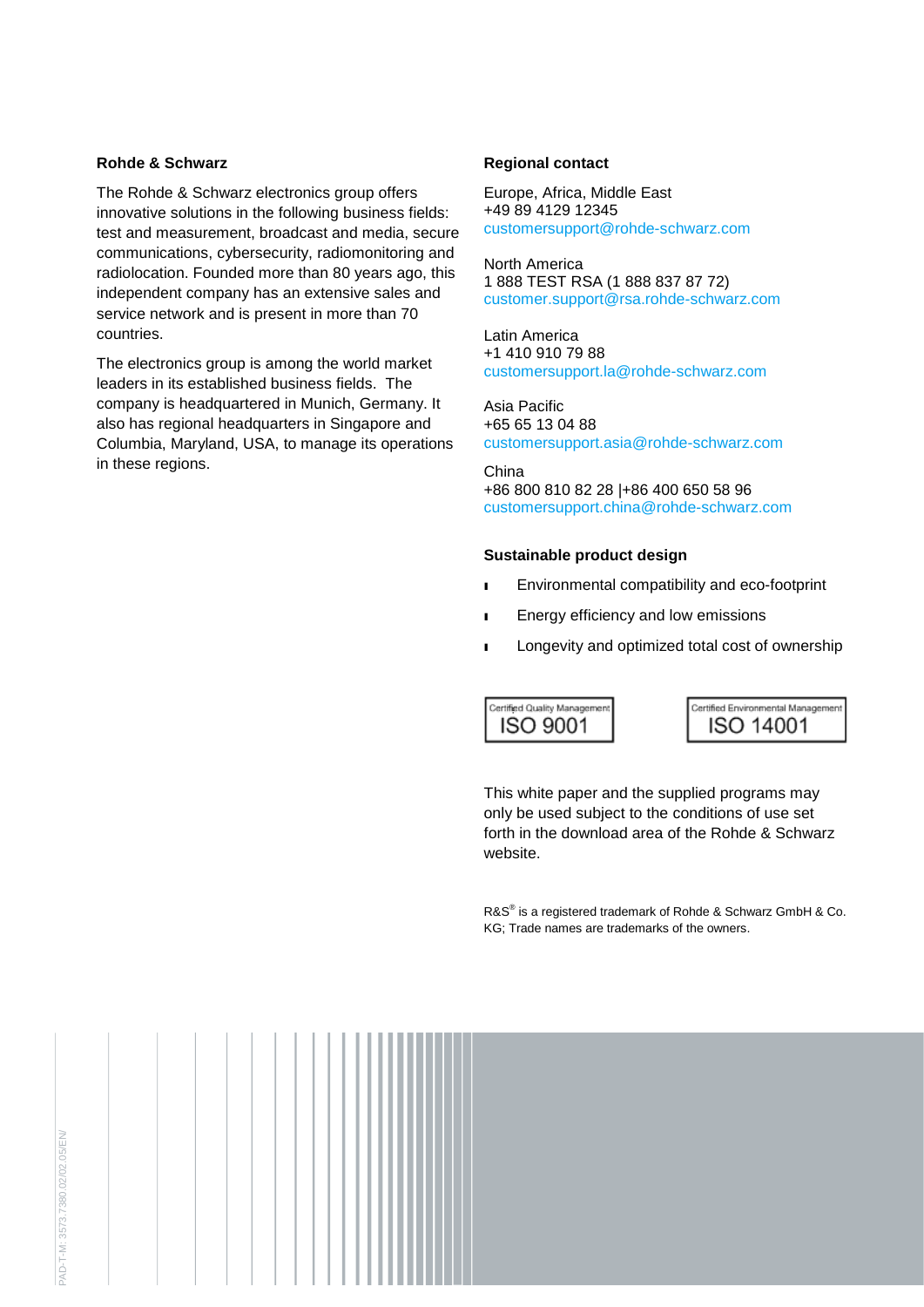### Rohde & Schwarz

The Rohde & Schwarz electronics group offers innovative solutions in the following business fields: test and measurement, broadcast and media, secure communications, cybersecurity, radiomonitoring and radiolocation. Founded more than 80 years ago, this independent company has an extensive sales and service network and is present in more than 70 countries.

The electronics group is among the world market leaders in its established business fields. The company is headquartered in Munich, Germany. It also has regional headquarters in Singapore and Columbia, Maryland, USA, to manage its operations in these regions.

### Regional contact

Europe, Africa, Middle East
+49 89 4129 12345
customersupport@rohde-schwarz.com

North America
1 888 TEST RSA (1 888 837 87 72)
customer.support@rsa.rohde-schwarz.com

Latin America
+1 410 910 79 88
customersupport.la@rohde-schwarz.com

Asia Pacific
+65 65 13 04 88
customersupport.asia@rohde-schwarz.com

China
+86 800 810 82 28 |+86 400 650 58 96
customersupport.china@rohde-schwarz.com

### Sustainable product design

- Environmental compatibility and eco-footprint
- Energy efficiency and low emissions
- Longevity and optimized total cost of ownership

Certified Quality Management
ISO 9001

Certified Environmental Management
ISO 14001

This white paper and the supplied programs may only be used subject to the conditions of use set forth in the download area of the Rohde & Schwarz website.

R&S® is a registered trademark of Rohde & Schwarz GmbH & Co. KG; Trade names are trademarks of the owners.

PAD-T-M: 3573.7380.02/02.05/EN/